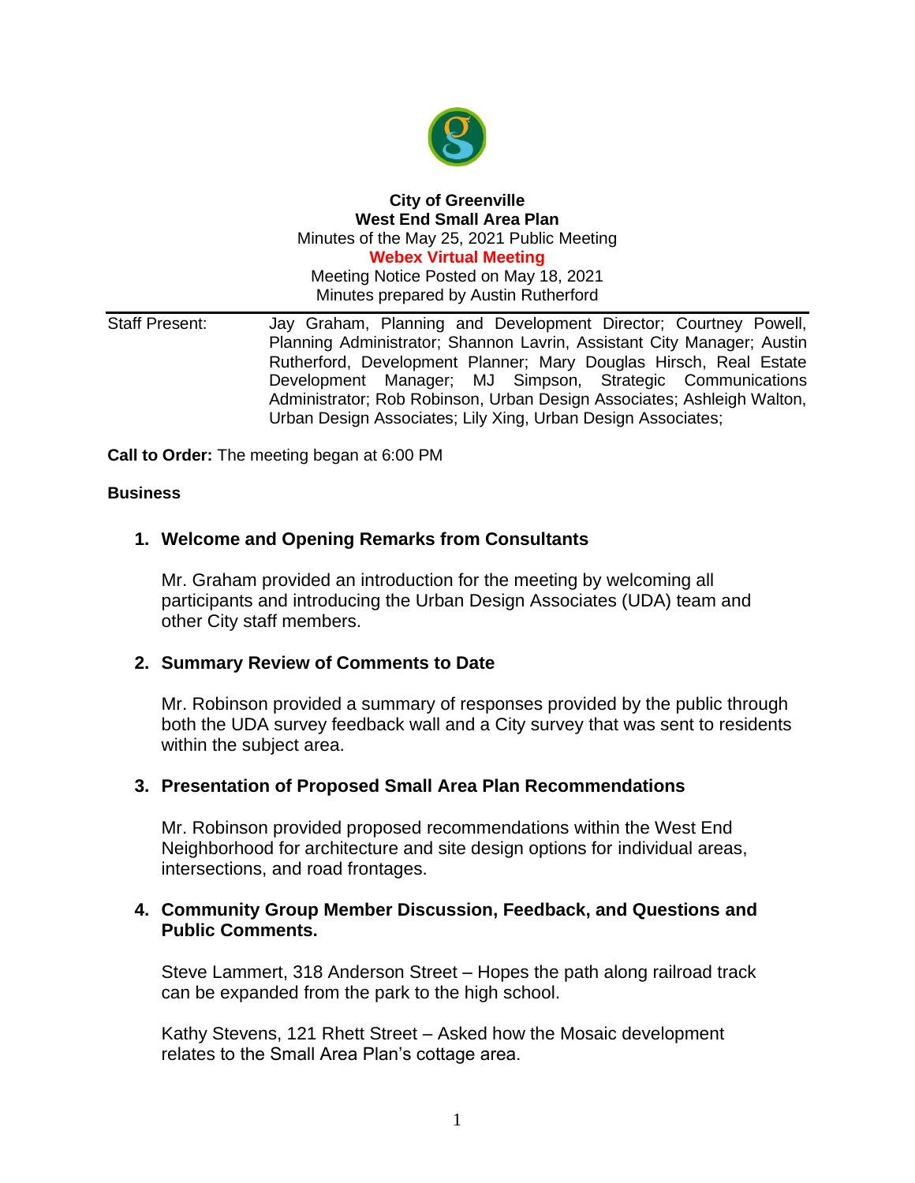**City of Greenville**
**West End Small Area Plan**
Minutes of the May 25, 2021 Public Meeting
**Webex Virtual Meeting**
Meeting Notice Posted on May 18, 2021
Minutes prepared by Austin Rutherford

| Staff Present: | Jay Graham, Planning and Development Director; Courtney Powell, Planning Administrator; Shannon Lavrin, Assistant City Manager; Austin Rutherford, Development Planner; Mary Douglas Hirsch, Real Estate Development Manager; MJ Simpson, Strategic Communications Administrator; Rob Robinson, Urban Design Associates; Ashleigh Walton, Urban Design Associates; Lily Xing, Urban Design Associates; |
|---|---|

**Call to Order:** The meeting began at 6:00 PM

**Business**

1. **Welcome and Opening Remarks from Consultants**

   Mr. Graham provided an introduction for the meeting by welcoming all participants and introducing the Urban Design Associates (UDA) team and other City staff members.

2. **Summary Review of Comments to Date**

   Mr. Robinson provided a summary of responses provided by the public through both the UDA survey feedback wall and a City survey that was sent to residents within the subject area.

3. **Presentation of Proposed Small Area Plan Recommendations**

   Mr. Robinson provided proposed recommendations within the West End Neighborhood for architecture and site design options for individual areas, intersections, and road frontages.

4. **Community Group Member Discussion, Feedback, and Questions and Public Comments.**

   Steve Lammert, 318 Anderson Street – Hopes the path along railroad track can be expanded from the park to the high school.

   Kathy Stevens, 121 Rhett Street – Asked how the Mosaic development relates to the Small Area Plan's cottage area.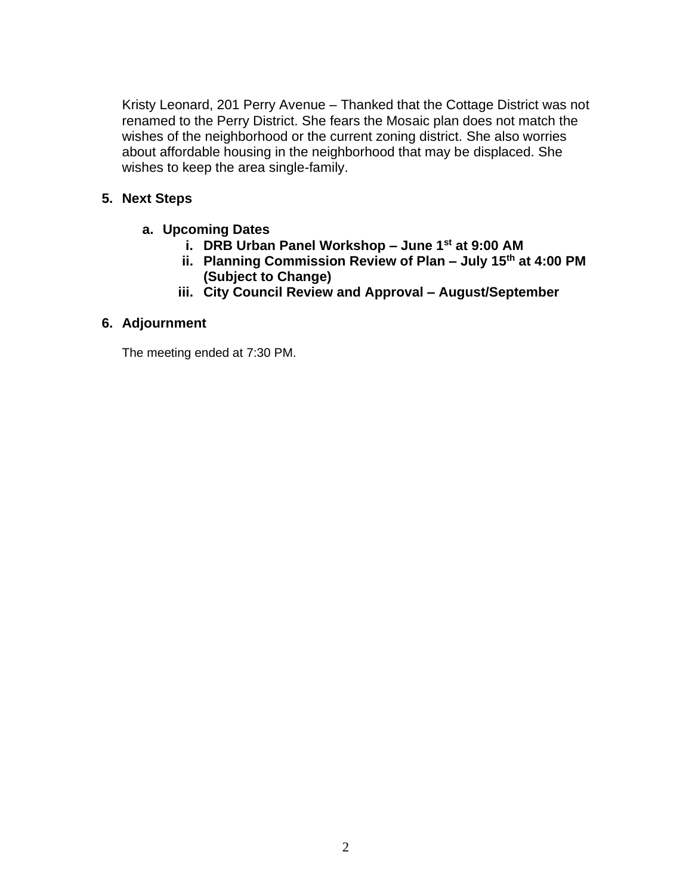Kristy Leonard, 201 Perry Avenue – Thanked that the Cottage District was not renamed to the Perry District. She fears the Mosaic plan does not match the wishes of the neighborhood or the current zoning district. She also worries about affordable housing in the neighborhood that may be displaced. She wishes to keep the area single-family.

**5. Next Steps**

**a. Upcoming Dates**

**i. DRB Urban Panel Workshop – June 1st at 9:00 AM**

**ii. Planning Commission Review of Plan – July 15th at 4:00 PM (Subject to Change)**

**iii. City Council Review and Approval – August/September**

**6. Adjournment**

The meeting ended at 7:30 PM.